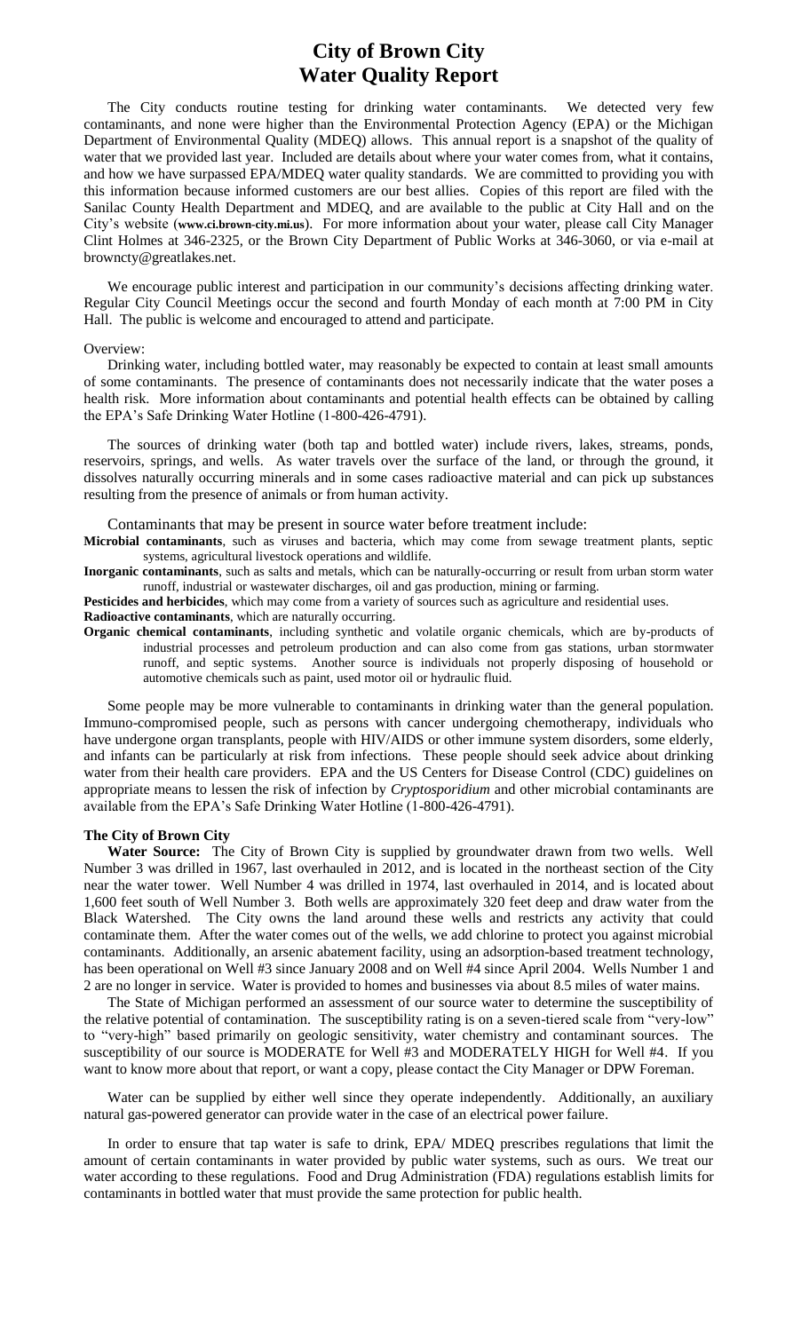# City of Brown City
# Water Quality Report

The City conducts routine testing for drinking water contaminants. We detected very few contaminants, and none were higher than the Environmental Protection Agency (EPA) or the Michigan Department of Environmental Quality (MDEQ) allows. This annual report is a snapshot of the quality of water that we provided last year. Included are details about where your water comes from, what it contains, and how we have surpassed EPA/MDEQ water quality standards. We are committed to providing you with this information because informed customers are our best allies. Copies of this report are filed with the Sanilac County Health Department and MDEQ, and are available to the public at City Hall and on the City's website (**www.ci.brown-city.mi.us**). For more information about your water, please call City Manager Clint Holmes at 346-2325, or the Brown City Department of Public Works at 346-3060, or via e-mail at browncty@greatlakes.net.

We encourage public interest and participation in our community's decisions affecting drinking water. Regular City Council Meetings occur the second and fourth Monday of each month at 7:00 PM in City Hall. The public is welcome and encouraged to attend and participate.

Overview:

Drinking water, including bottled water, may reasonably be expected to contain at least small amounts of some contaminants. The presence of contaminants does not necessarily indicate that the water poses a health risk. More information about contaminants and potential health effects can be obtained by calling the EPA's Safe Drinking Water Hotline (1-800-426-4791).

The sources of drinking water (both tap and bottled water) include rivers, lakes, streams, ponds, reservoirs, springs, and wells. As water travels over the surface of the land, or through the ground, it dissolves naturally occurring minerals and in some cases radioactive material and can pick up substances resulting from the presence of animals or from human activity.

Contaminants that may be present in source water before treatment include:

**Microbial contaminants**, such as viruses and bacteria, which may come from sewage treatment plants, septic systems, agricultural livestock operations and wildlife.

**Inorganic contaminants**, such as salts and metals, which can be naturally-occurring or result from urban storm water runoff, industrial or wastewater discharges, oil and gas production, mining or farming.

**Pesticides and herbicides**, which may come from a variety of sources such as agriculture and residential uses.

**Radioactive contaminants**, which are naturally occurring.

**Organic chemical contaminants**, including synthetic and volatile organic chemicals, which are by-products of industrial processes and petroleum production and can also come from gas stations, urban stormwater runoff, and septic systems. Another source is individuals not properly disposing of household or automotive chemicals such as paint, used motor oil or hydraulic fluid.

Some people may be more vulnerable to contaminants in drinking water than the general population. Immuno-compromised people, such as persons with cancer undergoing chemotherapy, individuals who have undergone organ transplants, people with HIV/AIDS or other immune system disorders, some elderly, and infants can be particularly at risk from infections. These people should seek advice about drinking water from their health care providers. EPA and the US Centers for Disease Control (CDC) guidelines on appropriate means to lessen the risk of infection by *Cryptosporidium* and other microbial contaminants are available from the EPA's Safe Drinking Water Hotline (1-800-426-4791).

**The City of Brown City**

**Water Source:** The City of Brown City is supplied by groundwater drawn from two wells. Well Number 3 was drilled in 1967, last overhauled in 2012, and is located in the northeast section of the City near the water tower. Well Number 4 was drilled in 1974, last overhauled in 2014, and is located about 1,600 feet south of Well Number 3. Both wells are approximately 320 feet deep and draw water from the Black Watershed. The City owns the land around these wells and restricts any activity that could contaminate them. After the water comes out of the wells, we add chlorine to protect you against microbial contaminants. Additionally, an arsenic abatement facility, using an adsorption-based treatment technology, has been operational on Well #3 since January 2008 and on Well #4 since April 2004. Wells Number 1 and 2 are no longer in service. Water is provided to homes and businesses via about 8.5 miles of water mains.

The State of Michigan performed an assessment of our source water to determine the susceptibility of the relative potential of contamination. The susceptibility rating is on a seven-tiered scale from "very-low" to "very-high" based primarily on geologic sensitivity, water chemistry and contaminant sources. The susceptibility of our source is MODERATE for Well #3 and MODERATELY HIGH for Well #4. If you want to know more about that report, or want a copy, please contact the City Manager or DPW Foreman.

Water can be supplied by either well since they operate independently. Additionally, an auxiliary natural gas-powered generator can provide water in the case of an electrical power failure.

In order to ensure that tap water is safe to drink, EPA/ MDEQ prescribes regulations that limit the amount of certain contaminants in water provided by public water systems, such as ours. We treat our water according to these regulations. Food and Drug Administration (FDA) regulations establish limits for contaminants in bottled water that must provide the same protection for public health.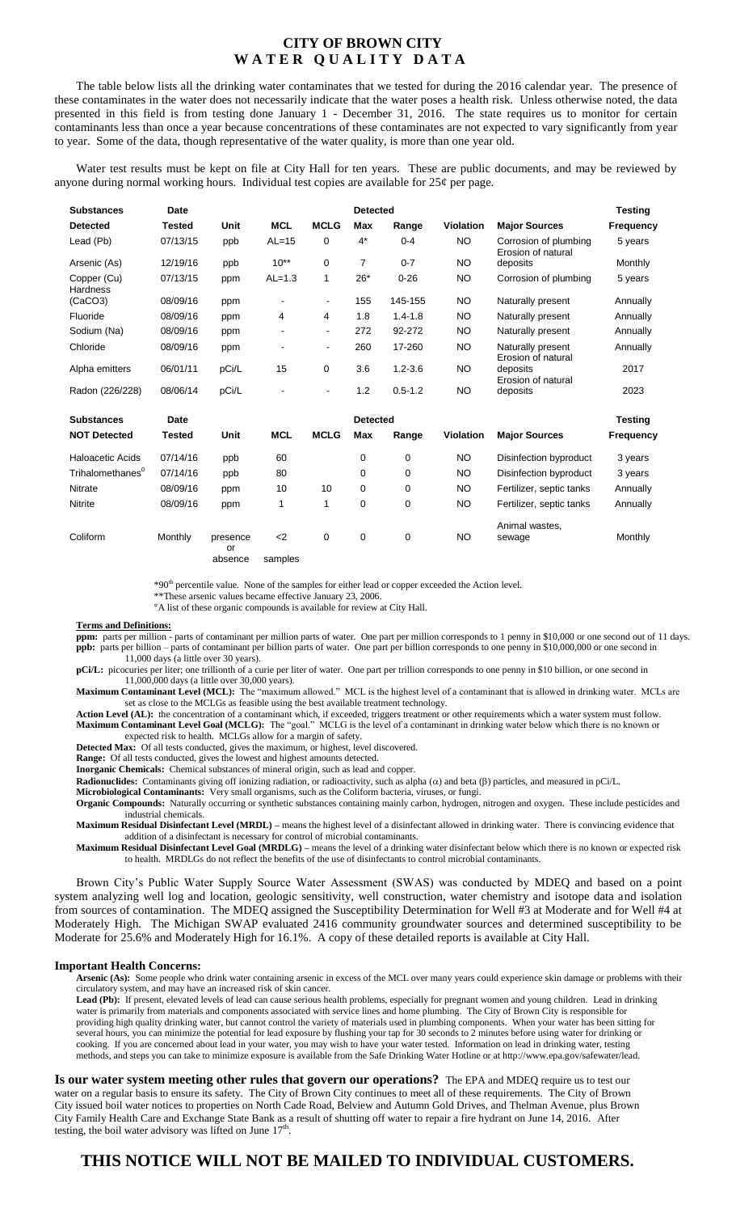# CITY OF BROWN CITY
# WATER QUALITY DATA

The table below lists all the drinking water contaminates that we tested for during the 2016 calendar year. The presence of these contaminates in the water does not necessarily indicate that the water poses a health risk. Unless otherwise noted, the data presented in this field is from testing done January 1 - December 31, 2016. The state requires us to monitor for certain contaminants less than once a year because concentrations of these contaminates are not expected to vary significantly from year to year. Some of the data, though representative of the water quality, is more than one year old.

Water test results must be kept on file at City Hall for ten years. These are public documents, and may be reviewed by anyone during normal working hours. Individual test copies are available for 25¢ per page.

| Substances Detected | Date Tested | Unit | MCL | MCLG | Detected Max | Range | Violation | Major Sources | Testing Frequency |
|---|---|---|---|---|---|---|---|---|---|
| Lead (Pb) | 07/13/15 | ppb | AL=15 | 0 | 4* | 0-4 | NO | Corrosion of plumbing | 5 years |
| Arsenic (As) | 12/19/16 | ppb | 10** | 0 | 7 | 0-7 | NO | Erosion of natural deposits | Monthly |
| Copper (Cu) | 07/13/15 | ppm | AL=1.3 | 1 | 26* | 0-26 | NO | Corrosion of plumbing | 5 years |
| Hardness ($CaCO_3$) | 08/09/16 | ppm | - | - | 155 | 145-155 | NO | Naturally present | Annually |
| Fluoride | 08/09/16 | ppm | 4 | 4 | 1.8 | 1.4-1.8 | NO | Naturally present | Annually |
| Sodium (Na) | 08/09/16 | ppm | - | - | 272 | 92-272 | NO | Naturally present | Annually |
| Chloride | 08/09/16 | ppm | - | - | 260 | 17-260 | NO | Naturally present | Annually |
| Alpha emitters | 06/01/11 | pCi/L | 15 | 0 | 3.6 | 1.2-3.6 | NO | Erosion of natural deposits | 2017 |
| Radon (226/228) | 08/06/14 | pCi/L | - | - | 1.2 | 0.5-1.2 | NO | Erosion of natural deposits | 2023 |

| Substances NOT Detected | Date Tested | Unit | MCL | MCLG | Detected Max | Range | Violation | Major Sources | Testing Frequency |
|---|---|---|---|---|---|---|---|---|---|
| Haloacetic Acids | 07/14/16 | ppb | 60 | | 0 | 0 | NO | Disinfection byproduct | 3 years |
| Trihalomethanes° | 07/14/16 | ppb | 80 | | 0 | 0 | NO | Disinfection byproduct | 3 years |
| Nitrate | 08/09/16 | ppm | 10 | 10 | 0 | 0 | NO | Fertilizer, septic tanks | Annually |
| Nitrite | 08/09/16 | ppm | 1 | 1 | 0 | 0 | NO | Fertilizer, septic tanks | Annually |
| Coliform | Monthly | presence or absence | <2 samples | 0 | 0 | 0 | NO | Animal wastes, sewage | Monthly |

*90th percentile value. None of the samples for either lead or copper exceeded the Action level.

**These arsenic values became effective January 23, 2006.

°A list of these organic compounds is available for review at City Hall.

**Terms and Definitions:**

**ppm:** parts per million - parts of contaminant per million parts of water. One part per million corresponds to 1 penny in $10,000 or one second out of 11 days.

**ppb:** parts per billion – parts of contaminant per billion parts of water. One part per billion corresponds to one penny in $10,000,000 or one second in 11,000 days (a little over 30 years).

**pCi/L:** picocuries per liter; one trillionth of a curie per liter of water. One part per trillion corresponds to one penny in $10 billion, or one second in 11,000,000 days (a little over 30,000 years).

**Maximum Contaminant Level (MCL):** The "maximum allowed." MCL is the highest level of a contaminant that is allowed in drinking water. MCLs are set as close to the MCLGs as feasible using the best available treatment technology.

**Action Level (AL):** the concentration of a contaminant which, if exceeded, triggers treatment or other requirements which a water system must follow.

**Maximum Contaminant Level Goal (MCLG):** The "goal." MCLG is the level of a contaminant in drinking water below which there is no known or expected risk to health. MCLGs allow for a margin of safety.

**Detected Max:** Of all tests conducted, gives the maximum, or highest, level discovered.

**Range:** Of all tests conducted, gives the lowest and highest amounts detected.

**Inorganic Chemicals:** Chemical substances of mineral origin, such as lead and copper.

**Radionuclides:** Contaminants giving off ionizing radiation, or radioactivity, such as alpha ($\alpha$) and beta ($\beta$) particles, and measured in pCi/L.

**Microbiological Contaminants:** Very small organisms, such as the Coliform bacteria, viruses, or fungi.

**Organic Compounds:** Naturally occurring or synthetic substances containing mainly carbon, hydrogen, nitrogen and oxygen. These include pesticides and industrial chemicals.

**Maximum Residual Disinfectant Level (MRDL)** – means the highest level of a disinfectant allowed in drinking water. There is convincing evidence that addition of a disinfectant is necessary for control of microbial contaminants.

**Maximum Residual Disinfectant Level Goal (MRDLG)** – means the level of a drinking water disinfectant below which there is no known or expected risk to health. MRDLGs do not reflect the benefits of the use of disinfectants to control microbial contaminants.

Brown City's Public Water Supply Source Water Assessment (SWAS) was conducted by MDEQ and based on a point system analyzing well log and location, geologic sensitivity, well construction, water chemistry and isotope data and isolation from sources of contamination. The MDEQ assigned the Susceptibility Determination for Well #3 at Moderate and for Well #4 at Moderately High. The Michigan SWAP evaluated 2416 community groundwater sources and determined susceptibility to be Moderate for 25.6% and Moderately High for 16.1%. A copy of these detailed reports is available at City Hall.

**Important Health Concerns:**

**Arsenic (As):** Some people who drink water containing arsenic in excess of the MCL over many years could experience skin damage or problems with their circulatory system, and may have an increased risk of skin cancer.

**Lead (Pb):** If present, elevated levels of lead can cause serious health problems, especially for pregnant women and young children. Lead in drinking water is primarily from materials and components associated with service lines and home plumbing. The City of Brown City is responsible for providing high quality drinking water, but cannot control the variety of materials used in plumbing components. When your water has been sitting for several hours, you can minimize the potential for lead exposure by flushing your tap for 30 seconds to 2 minutes before using water for drinking or cooking. If you are concerned about lead in your water, you may wish to have your water tested. Information on lead in drinking water, testing methods, and steps you can take to minimize exposure is available from the Safe Drinking Water Hotline or at http://www.epa.gov/safewater/lead.

**Is our water system meeting other rules that govern our operations?** The EPA and MDEQ require us to test our water on a regular basis to ensure its safety. The City of Brown City continues to meet all of these requirements. The City of Brown City issued boil water notices to properties on North Cade Road, Belview and Autumn Gold Drives, and Thelman Avenue, plus Brown City Family Health Care and Exchange State Bank as a result of shutting off water to repair a fire hydrant on June 14, 2016. After testing, the boil water advisory was lifted on June 17th.

## THIS NOTICE WILL NOT BE MAILED TO INDIVIDUAL CUSTOMERS.